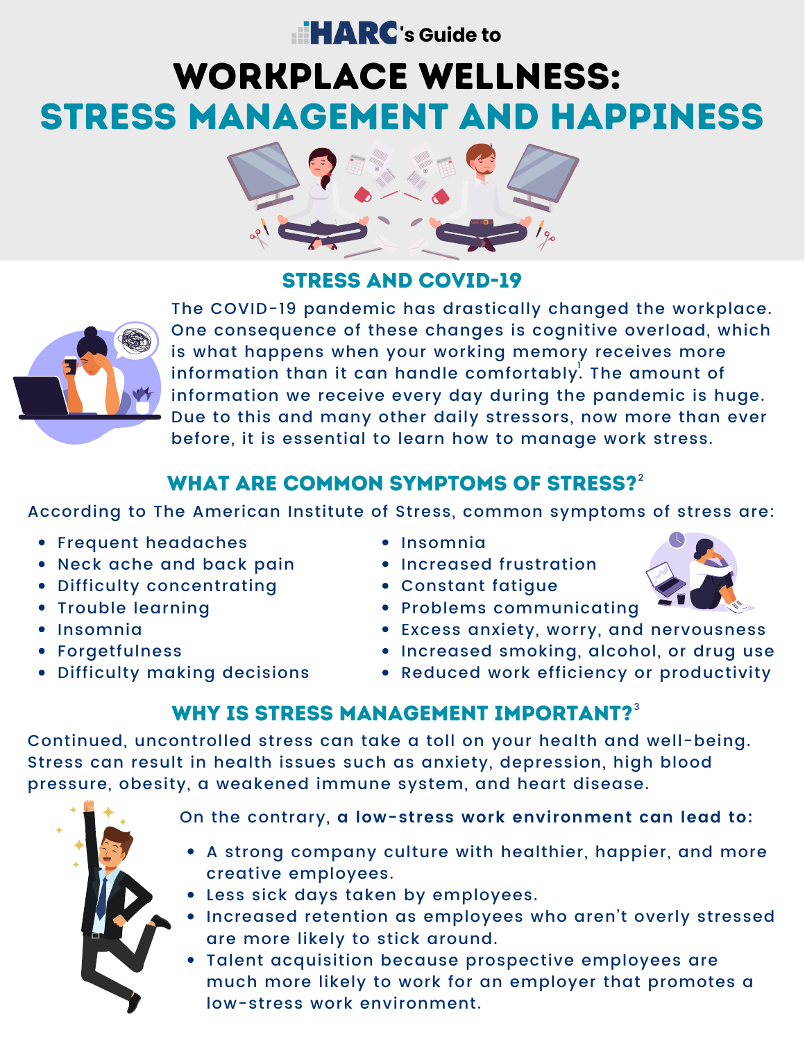HARC's Guide to

# WORKPLACE WELLNESS: STRESS MANAGEMENT AND HAPPINESS

## STRESS AND COVID-19

The COVID-19 pandemic has drastically changed the workplace. One consequence of these changes is cognitive overload, which is what happens when your working memory receives more information than it can handle comfortably[1]. The amount of information we receive every day during the pandemic is huge. Due to this and many other daily stressors, now more than ever before, it is essential to learn how to manage work stress.

## WHAT ARE COMMON SYMPTOMS OF STRESS?[2]

According to The American Institute of Stress, common symptoms of stress are:

- Frequent headaches
- Neck ache and back pain
- Difficulty concentrating
- Trouble learning
- Insomnia
- Forgetfulness
- Difficulty making decisions
- Insomnia
- Increased frustration
- Constant fatigue
- Problems communicating
- Excess anxiety, worry, and nervousness
- Increased smoking, alcohol, or drug use
- Reduced work efficiency or productivity

## WHY IS STRESS MANAGEMENT IMPORTANT?[3]

Continued, uncontrolled stress can take a toll on your health and well-being. Stress can result in health issues such as anxiety, depression, high blood pressure, obesity, a weakened immune system, and heart disease.

On the contrary, **a low-stress work environment can lead to:**

- A strong company culture with healthier, happier, and more creative employees.
- Less sick days taken by employees.
- Increased retention as employees who aren't overly stressed are more likely to stick around.
- Talent acquisition because prospective employees are much more likely to work for an employer that promotes a low-stress work environment.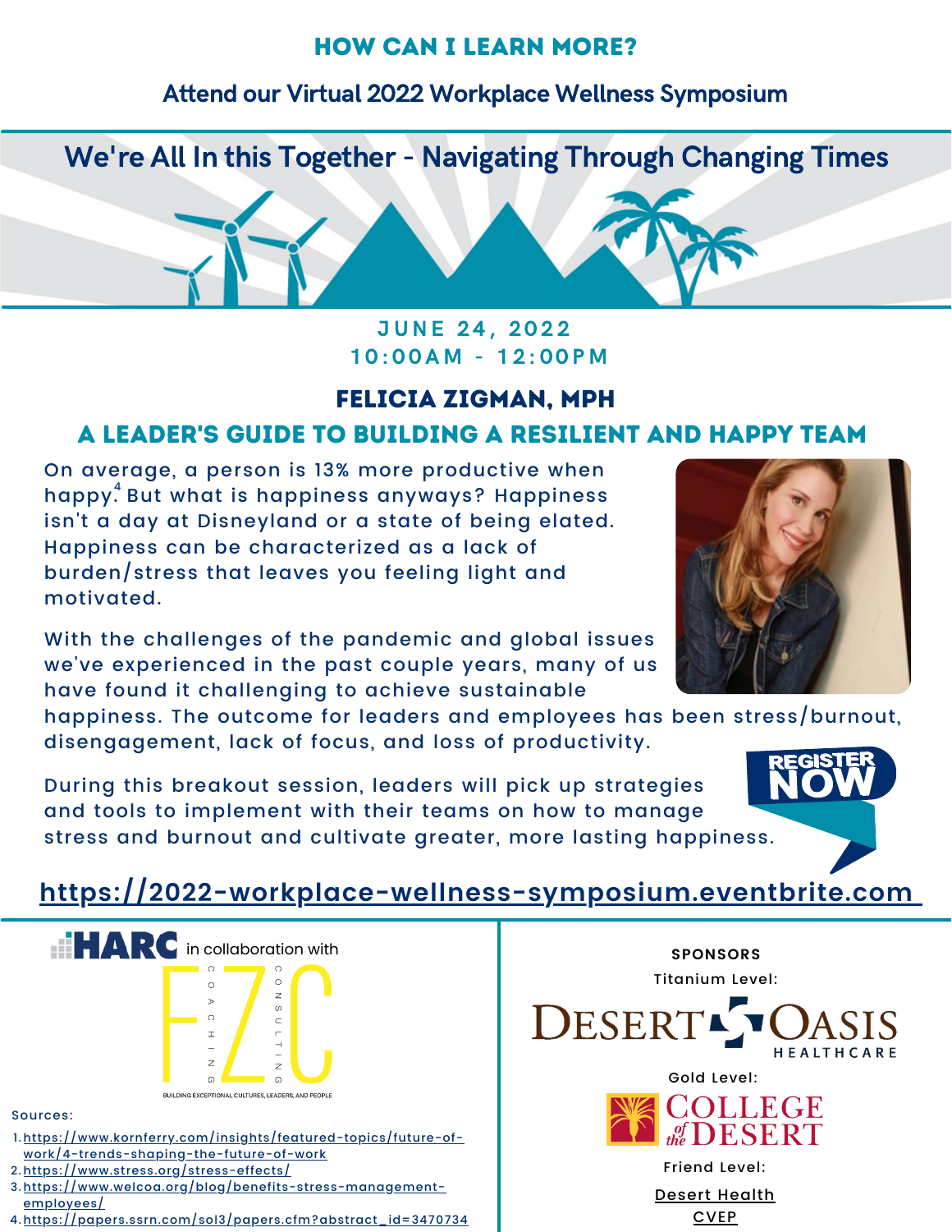## HOW CAN I LEARN MORE?

### Attend our Virtual 2022 Workplace Wellness Symposium

# We're All In this Together - Navigating Through Changing Times

JUNE 24, 2022
10:00AM - 12:00PM

## FELICIA ZIGMAN, MPH

## A LEADER'S GUIDE TO BUILDING A RESILIENT AND HAPPY TEAM

On average, a person is 13% more productive when happy.[4] But what is happiness anyways? Happiness isn't a day at Disneyland or a state of being elated. Happiness can be characterized as a lack of burden/stress that leaves you feeling light and motivated.

With the challenges of the pandemic and global issues we've experienced in the past couple years, many of us have found it challenging to achieve sustainable happiness. The outcome for leaders and employees has been stress/burnout, disengagement, lack of focus, and loss of productivity.

During this breakout session, leaders will pick up strategies and tools to implement with their teams on how to manage stress and burnout and cultivate greater, more lasting happiness.

REGISTER NOW

https://2022-workplace-wellness-symposium.eventbrite.com

HARC in collaboration with FZC COACHING CONSULTING

BUILDING EXCEPTIONAL CULTURES, LEADERS, AND PEOPLE

Sources:

1. https://www.kornferry.com/insights/featured-topics/future-of-work/4-trends-shaping-the-future-of-work
2. https://www.stress.org/stress-effects/
3. https://www.welcoa.org/blog/benefits-stress-management-employees/
4. https://papers.ssrn.com/sol3/papers.cfm?abstract_id=3470734

**SPONSORS**

Titanium Level:

DESERT OASIS HEALTHCARE

Gold Level:

COLLEGE of the DESERT

Friend Level:

Desert Health

CVEP